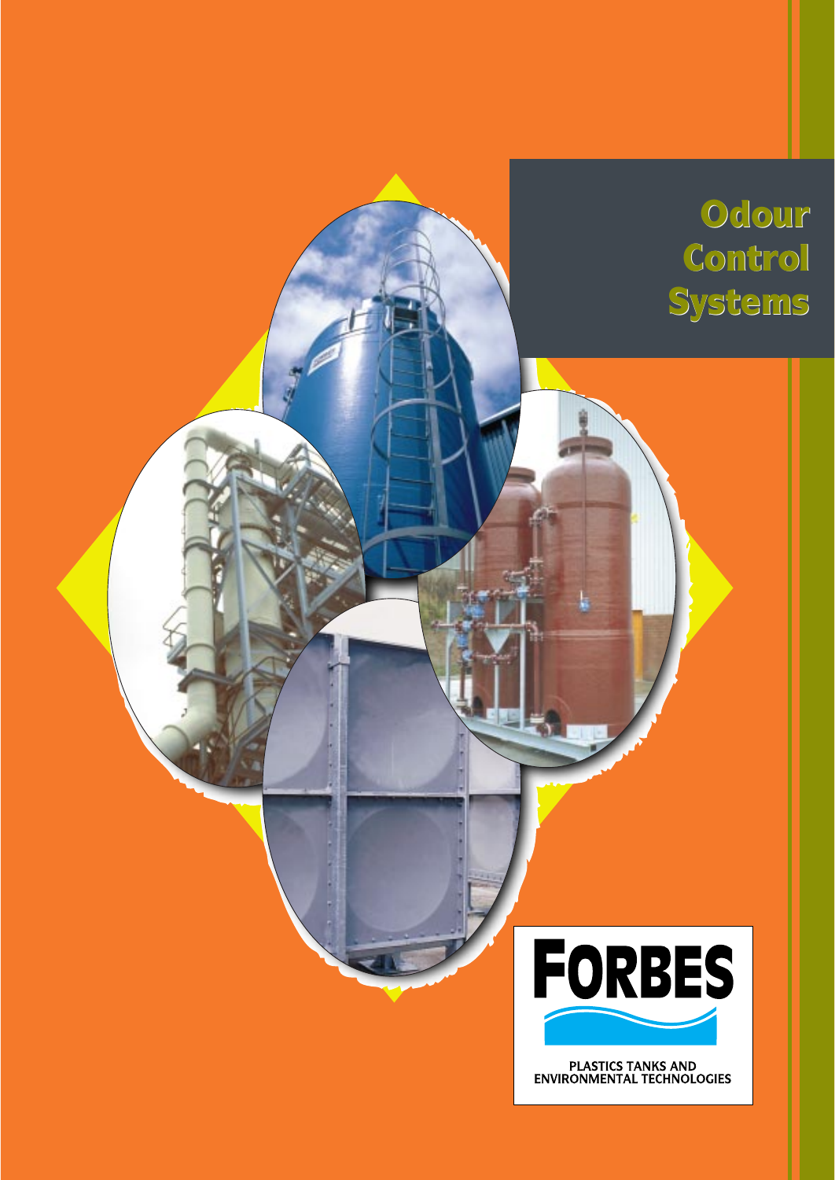# Odour Control Systems

FORBES

PLASTICS TANKS AND ENVIRONMENTAL TECHNOLOGIES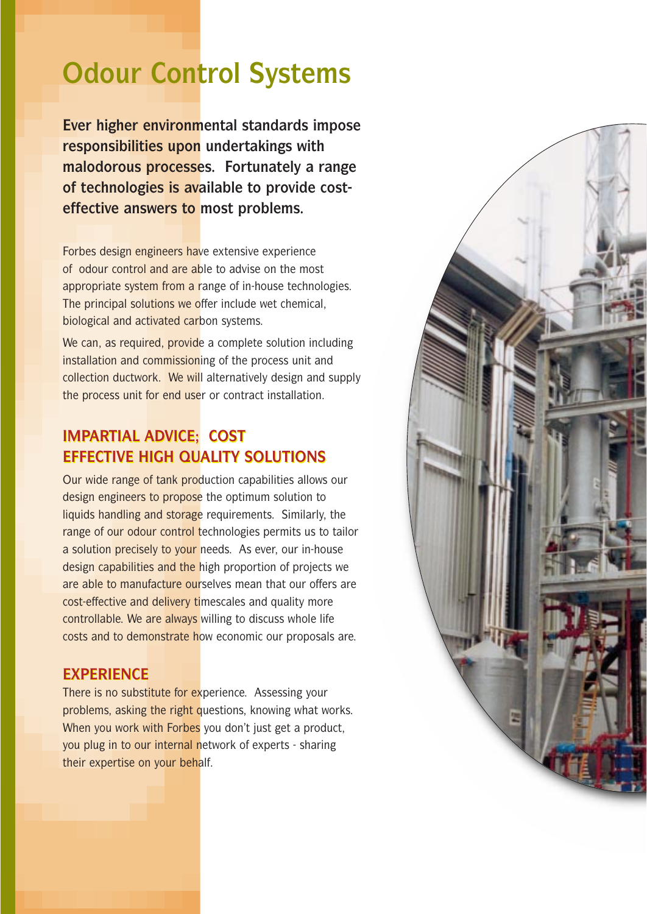# Odour Control Systems

**Ever higher environmental standards impose responsibilities upon undertakings with malodorous processes. Fortunately a range of technologies is available to provide cost-effective answers to most problems.**

Forbes design engineers have extensive experience of odour control and are able to advise on the most appropriate system from a range of in-house technologies. The principal solutions we offer include wet chemical, biological and activated carbon systems.

We can, as required, provide a complete solution including installation and commissioning of the process unit and collection ductwork. We will alternatively design and supply the process unit for end user or contract installation.

## IMPARTIAL ADVICE; COST EFFECTIVE HIGH QUALITY SOLUTIONS

Our wide range of tank production capabilities allows our design engineers to propose the optimum solution to liquids handling and storage requirements. Similarly, the range of our odour control technologies permits us to tailor a solution precisely to your needs. As ever, our in-house design capabilities and the high proportion of projects we are able to manufacture ourselves mean that our offers are cost-effective and delivery timescales and quality more controllable. We are always willing to discuss whole life costs and to demonstrate how economic our proposals are.

## EXPERIENCE

There is no substitute for experience. Assessing your problems, asking the right questions, knowing what works. When you work with Forbes you don't just get a product, you plug in to our internal network of experts - sharing their expertise on your behalf.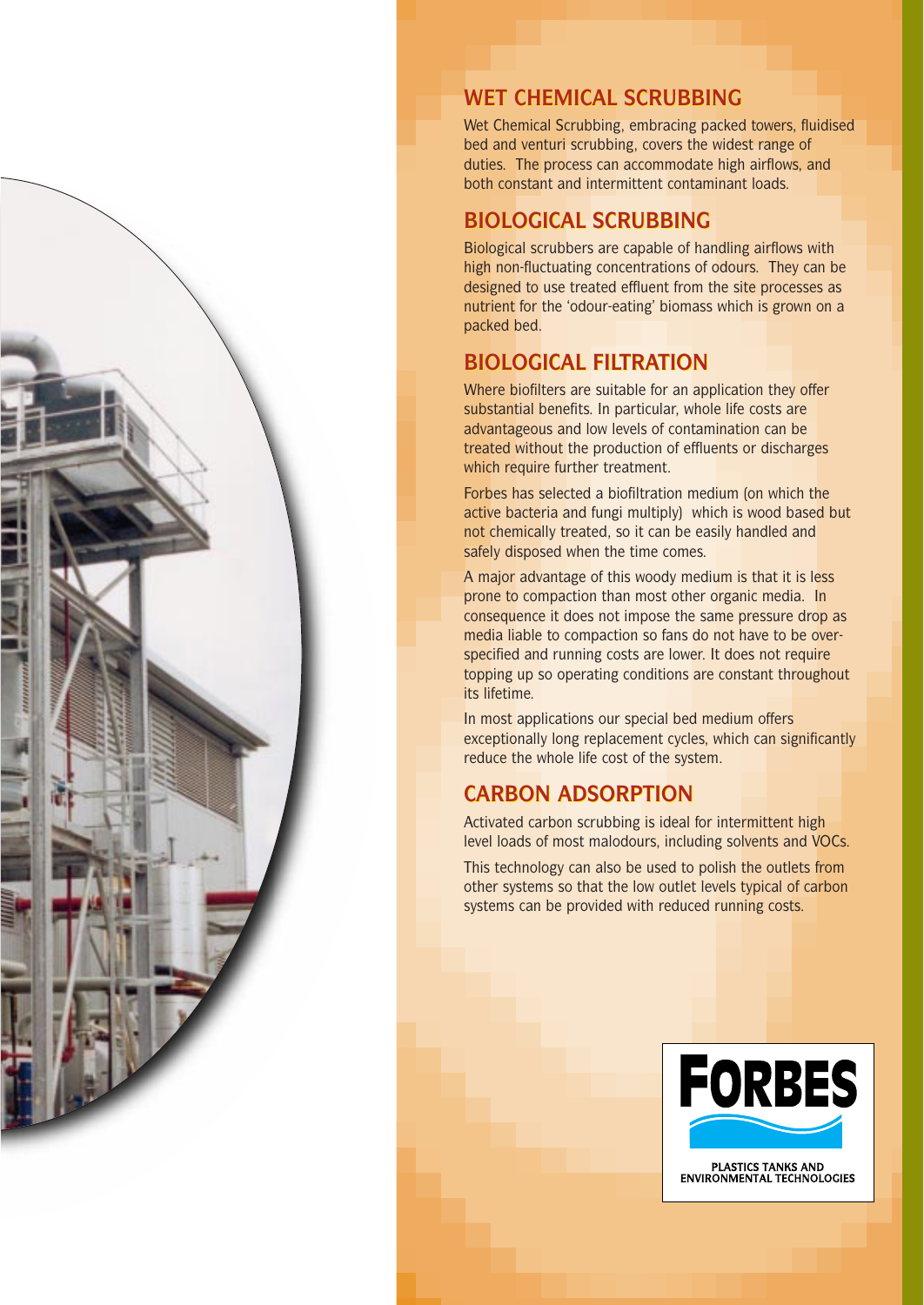## WET CHEMICAL SCRUBBING

Wet Chemical Scrubbing, embracing packed towers, fluidised bed and venturi scrubbing, covers the widest range of duties. The process can accommodate high airflows, and both constant and intermittent contaminant loads.

## BIOLOGICAL SCRUBBING

Biological scrubbers are capable of handling airflows with high non-fluctuating concentrations of odours. They can be designed to use treated effluent from the site processes as nutrient for the 'odour-eating' biomass which is grown on a packed bed.

## BIOLOGICAL FILTRATION

Where biofilters are suitable for an application they offer substantial benefits. In particular, whole life costs are advantageous and low levels of contamination can be treated without the production of effluents or discharges which require further treatment.

Forbes has selected a biofiltration medium (on which the active bacteria and fungi multiply) which is wood based but not chemically treated, so it can be easily handled and safely disposed when the time comes.

A major advantage of this woody medium is that it is less prone to compaction than most other organic media. In consequence it does not impose the same pressure drop as media liable to compaction so fans do not have to be over-specified and running costs are lower. It does not require topping up so operating conditions are constant throughout its lifetime.

In most applications our special bed medium offers exceptionally long replacement cycles, which can significantly reduce the whole life cost of the system.

## CARBON ADSORPTION

Activated carbon scrubbing is ideal for intermittent high level loads of most malodours, including solvents and VOCs.

This technology can also be used to polish the outlets from other systems so that the low outlet levels typical of carbon systems can be provided with reduced running costs.

FORBES

PLASTICS TANKS AND ENVIRONMENTAL TECHNOLOGIES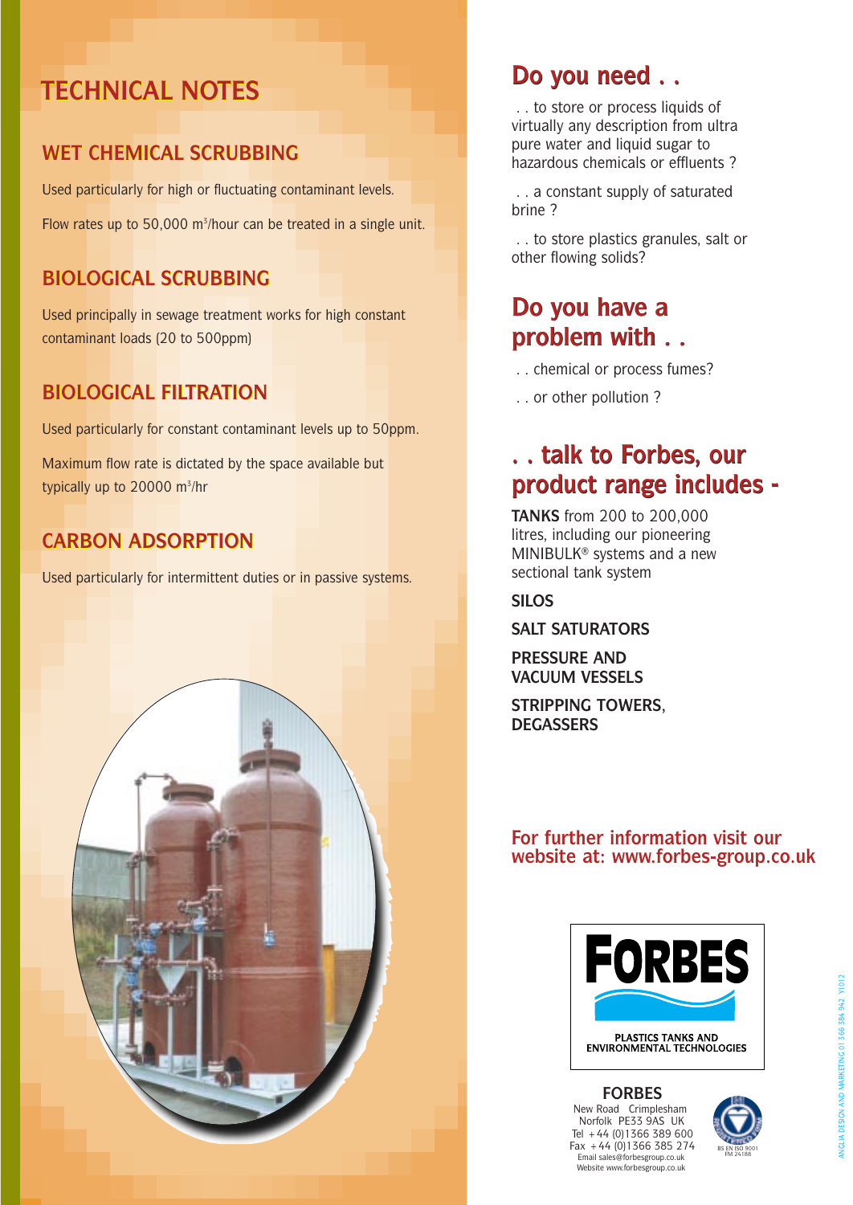# TECHNICAL NOTES

## WET CHEMICAL SCRUBBING

Used particularly for high or fluctuating contaminant levels.

Flow rates up to 50,000 $m^3$/hour can be treated in a single unit.

## BIOLOGICAL SCRUBBING

Used principally in sewage treatment works for high constant contaminant loads (20 to 500ppm)

## BIOLOGICAL FILTRATION

Used particularly for constant contaminant levels up to 50ppm.

Maximum flow rate is dictated by the space available but typically up to 20000 $m^3$/hr

## CARBON ADSORPTION

Used particularly for intermittent duties or in passive systems.

## Do you need . .

. . to store or process liquids of virtually any description from ultra pure water and liquid sugar to hazardous chemicals or effluents ?

. . a constant supply of saturated brine ?

. . to store plastics granules, salt or other flowing solids?

## Do you have a problem with . .

. . chemical or process fumes?

. . or other pollution ?

## . . talk to Forbes, our product range includes -

**TANKS** from 200 to 200,000 litres, including our pioneering MINIBULK® systems and a new sectional tank system

**SILOS**

**SALT SATURATORS**

**PRESSURE AND VACUUM VESSELS**

**STRIPPING TOWERS, DEGASSERS**

**For further information visit our website at: www.forbes-group.co.uk**

FORBES

PLASTICS TANKS AND ENVIRONMENTAL TECHNOLOGIES

**FORBES**
New Road Crimplesham
Norfolk PE33 9AS UK
Tel +44 (0)1366 389 600
Fax +44 (0)1366 385 274
Email sales@forbesgroup.co.uk
Website www.forbesgroup.co.uk

BS EN ISO 9001
FM 24188

ANGLIA DESIGN AND MARKETING 01 366 384 942 Y1012